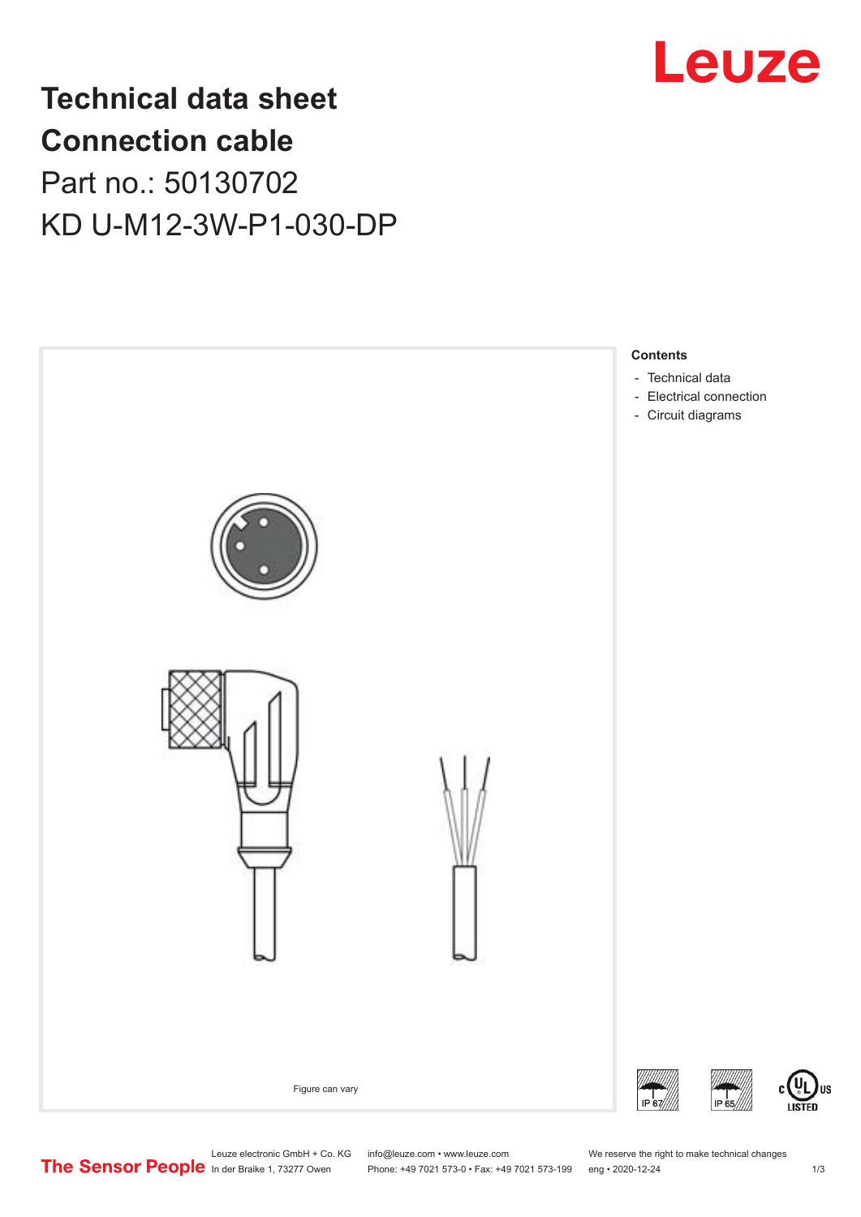# Technical data sheet
# Connection cable
## Part no.: 50130702
## KD U-M12-3W-P1-030-DP

Figure can vary

**Contents**

- Technical data
- Electrical connection
- Circuit diagrams

Leuze electronic GmbH + Co. KG
In der Braike 1, 73277 Owen

info@leuze.com • www.leuze.com
Phone: +49 7021 573-0 • Fax: +49 7021 573-199

We reserve the right to make technical changes
eng • 2020-12-24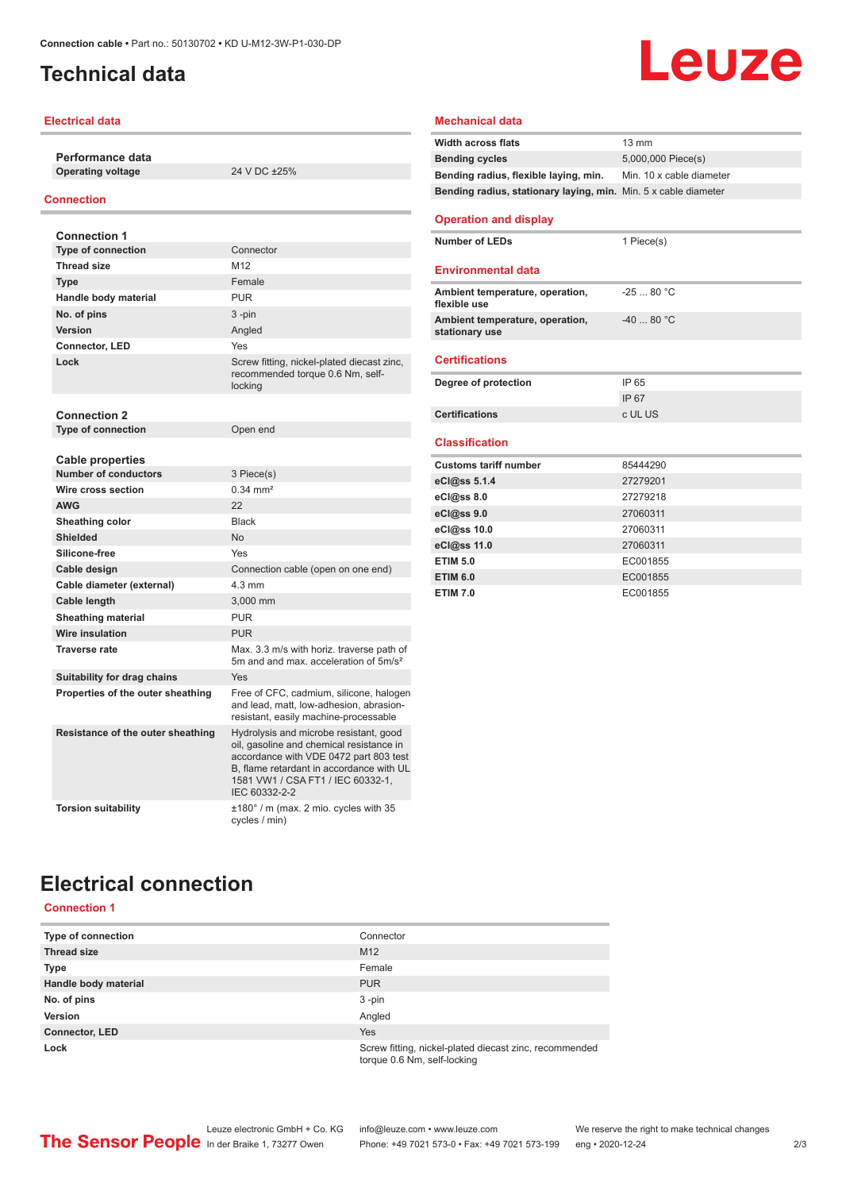# Technical data

## Electrical data

| Performance data | |
|---|---|
| **Operating voltage** | 24 V DC ±25% |

## Connection

| Connection 1 | |
|---|---|
| **Type of connection** | Connector |
| **Thread size** | M12 |
| **Type** | Female |
| **Handle body material** | PUR |
| **No. of pins** | 3 -pin |
| **Version** | Angled |
| **Connector, LED** | Yes |
| **Lock** | Screw fitting, nickel-plated diecast zinc, recommended torque 0.6 Nm, self-locking |

| Connection 2 | |
|---|---|
| **Type of connection** | Open end |

| Cable properties | |
|---|---|
| **Number of conductors** | 3 Piece(s) |
| **Wire cross section** | 0.34 mm² |
| **AWG** | 22 |
| **Sheathing color** | Black |
| **Shielded** | No |
| **Silicone-free** | Yes |
| **Cable design** | Connection cable (open on one end) |
| **Cable diameter (external)** | 4.3 mm |
| **Cable length** | 3,000 mm |
| **Sheathing material** | PUR |
| **Wire insulation** | PUR |
| **Traverse rate** | Max. 3.3 m/s with horiz. traverse path of 5m and and max. acceleration of 5m/s² |
| **Suitability for drag chains** | Yes |
| **Properties of the outer sheathing** | Free of CFC, cadmium, silicone, halogen and lead, matt, low-adhesion, abrasion-resistant, easily machine-processable |
| **Resistance of the outer sheathing** | Hydrolysis and microbe resistant, good oil, gasoline and chemical resistance in accordance with VDE 0472 part 803 test B, flame retardant in accordance with UL 1581 VW1 / CSA FT1 / IEC 60332-1, IEC 60332-2-2 |
| **Torsion suitability** | ±180° / m (max. 2 mio. cycles with 35 cycles / min) |

## Mechanical data

| | |
|---|---|
| **Width across flats** | 13 mm |
| **Bending cycles** | 5,000,000 Piece(s) |
| **Bending radius, flexible laying, min.** | Min. 10 x cable diameter |
| **Bending radius, stationary laying, min.** | Min. 5 x cable diameter |

## Operation and display

| | |
|---|---|
| **Number of LEDs** | 1 Piece(s) |

## Environmental data

| | |
|---|---|
| **Ambient temperature, operation, flexible use** | -25 ... 80 °C |
| **Ambient temperature, operation, stationary use** | -40 ... 80 °C |

## Certifications

| | |
|---|---|
| **Degree of protection** | IP 65 |
| | IP 67 |
| **Certifications** | c UL US |

## Classification

| | |
|---|---|
| **Customs tariff number** | 85444290 |
| **eCl@ss 5.1.4** | 27279201 |
| **eCl@ss 8.0** | 27279218 |
| **eCl@ss 9.0** | 27060311 |
| **eCl@ss 10.0** | 27060311 |
| **eCl@ss 11.0** | 27060311 |
| **ETIM 5.0** | EC001855 |
| **ETIM 6.0** | EC001855 |
| **ETIM 7.0** | EC001855 |

# Electrical connection

## Connection 1

| | |
|---|---|
| **Type of connection** | Connector |
| **Thread size** | M12 |
| **Type** | Female |
| **Handle body material** | PUR |
| **No. of pins** | 3 -pin |
| **Version** | Angled |
| **Connector, LED** | Yes |
| **Lock** | Screw fitting, nickel-plated diecast zinc, recommended torque 0.6 Nm, self-locking |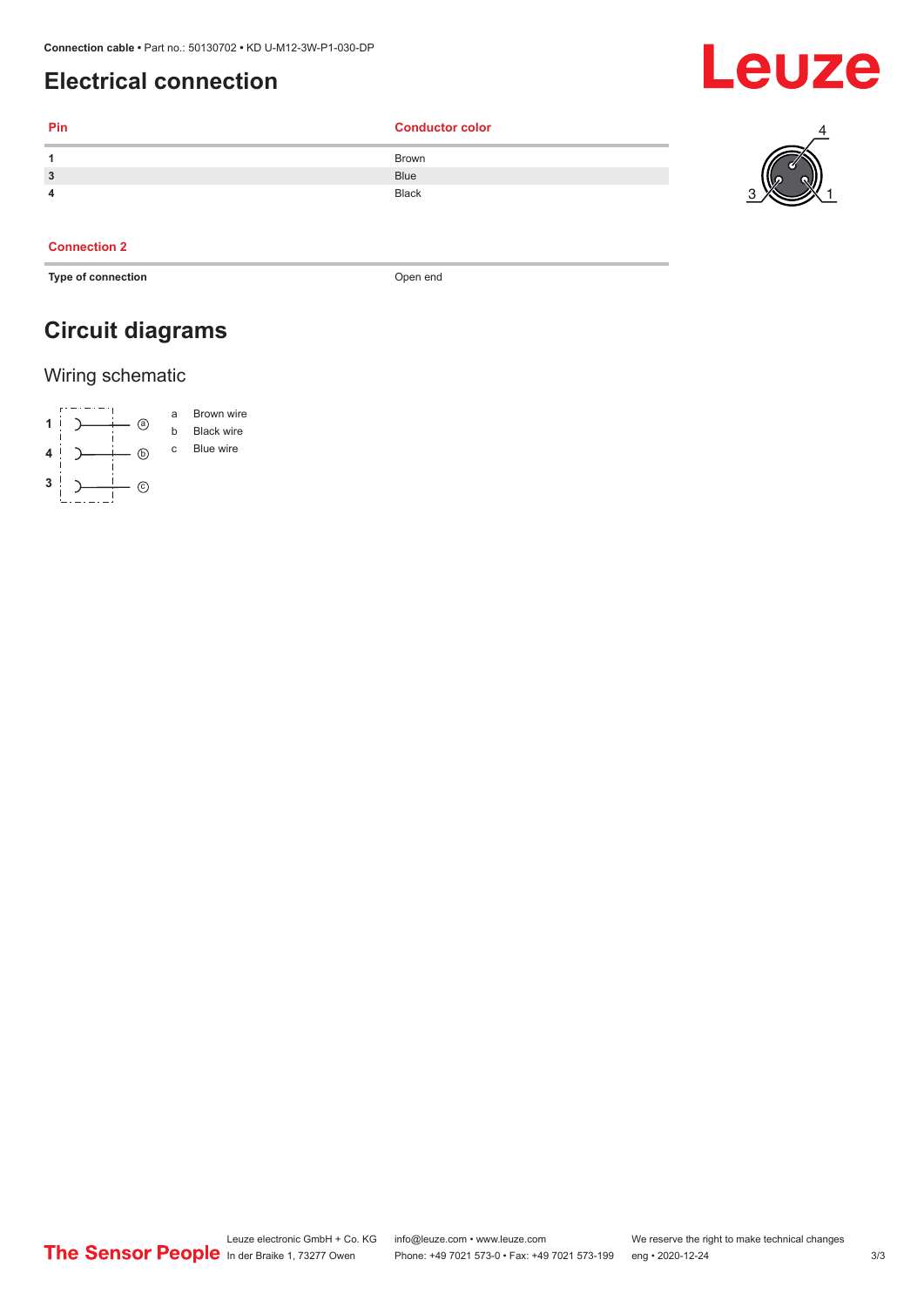## Electrical connection

| Pin | Conductor color |
| --- | --- |
| 1 | Brown |
| 3 | Blue |
| 4 | Black |

4

3 1

| Connection 2 | |
| --- | --- |
| Type of connection | Open end |

## Circuit diagrams

### Wiring schematic

1 ⓐ
4 ⓑ
3 ⓒ

a Brown wire
b Black wire
c Blue wire